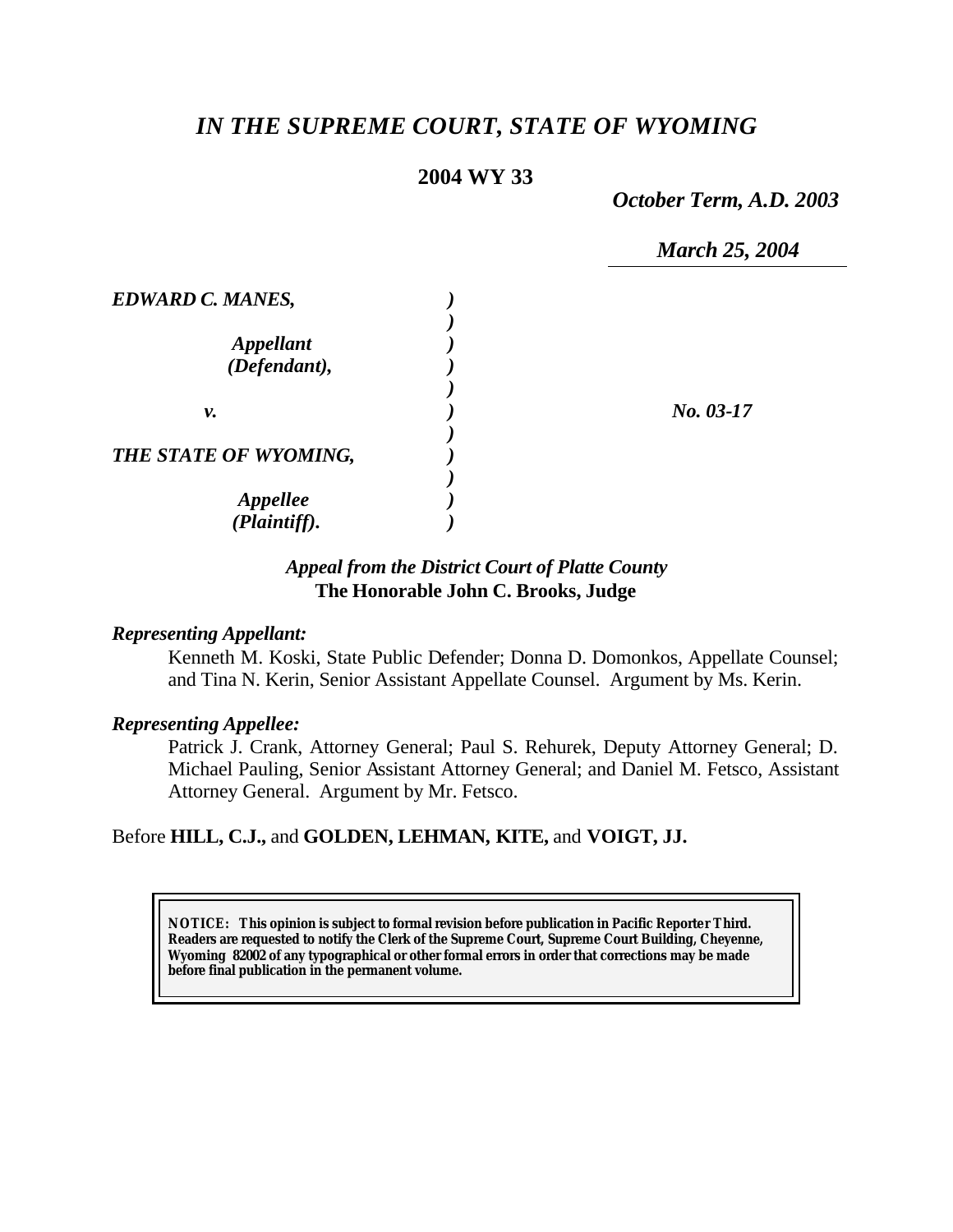# *IN THE SUPREME COURT, STATE OF WYOMING*

**2004 WY 33**

*October Term, A.D. 2003*

*March 25, 2004*

| | | |
|---|---|---|
| ***EDWARD C. MANES,*** | ***)*** | |
| | ***)*** | |
| ***Appellant*** | ***)*** | |
| ***(Defendant),*** | ***)*** | |
| | ***)*** | |
| ***v.*** | ***)*** | ***No. 03-17*** |
| | ***)*** | |
| ***THE STATE OF WYOMING,*** | ***)*** | |
| | ***)*** | |
| ***Appellee*** | ***)*** | |
| ***(Plaintiff).*** | ***)*** | |

***Appeal from the District Court of Platte County***
**The Honorable John C. Brooks, Judge**

***Representing Appellant:***

Kenneth M. Koski, State Public Defender; Donna D. Domonkos, Appellate Counsel; and Tina N. Kerin, Senior Assistant Appellate Counsel. Argument by Ms. Kerin.

***Representing Appellee:***

Patrick J. Crank, Attorney General; Paul S. Rehurek, Deputy Attorney General; D. Michael Pauling, Senior Assistant Attorney General; and Daniel M. Fetsco, Assistant Attorney General. Argument by Mr. Fetsco.

Before **HILL, C.J.,** and **GOLDEN, LEHMAN, KITE,** and **VOIGT, JJ.**

**NOTICE: This opinion is subject to formal revision before publication in Pacific Reporter Third. Readers are requested to notify the Clerk of the Supreme Court, Supreme Court Building, Cheyenne, Wyoming 82002 of any typographical or other formal errors in order that corrections may be made before final publication in the permanent volume.**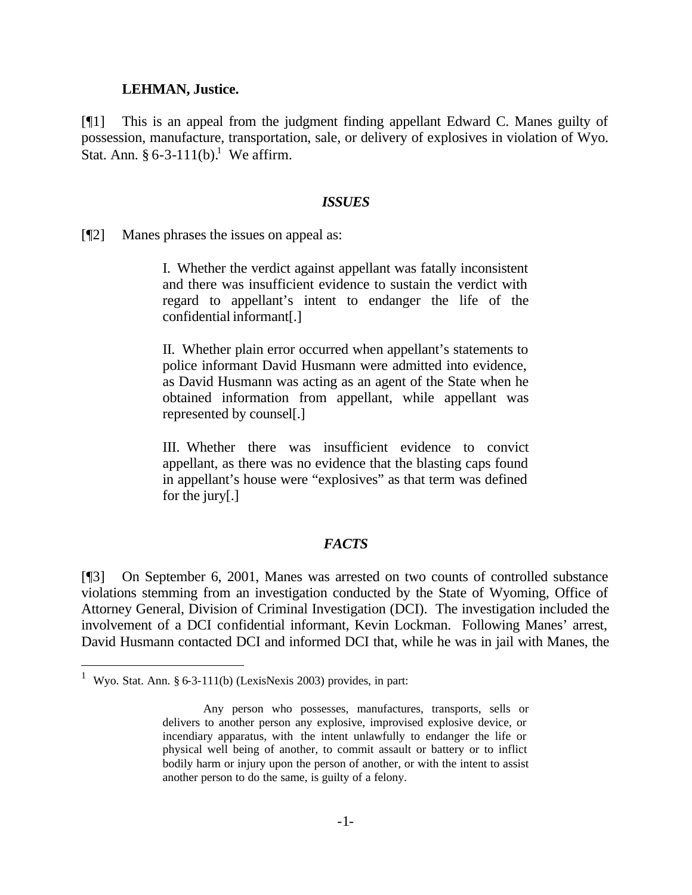**LEHMAN, Justice.**

[¶1] This is an appeal from the judgment finding appellant Edward C. Manes guilty of possession, manufacture, transportation, sale, or delivery of explosives in violation of Wyo. Stat. Ann. § 6-3-111(b).[1] We affirm.

## *ISSUES*

[¶2] Manes phrases the issues on appeal as:

> I. Whether the verdict against appellant was fatally inconsistent and there was insufficient evidence to sustain the verdict with regard to appellant's intent to endanger the life of the confidential informant[.]
>
> II. Whether plain error occurred when appellant's statements to police informant David Husmann were admitted into evidence, as David Husmann was acting as an agent of the State when he obtained information from appellant, while appellant was represented by counsel[.]
>
> III. Whether there was insufficient evidence to convict appellant, as there was no evidence that the blasting caps found in appellant's house were "explosives" as that term was defined for the jury[.]

## *FACTS*

[¶3] On September 6, 2001, Manes was arrested on two counts of controlled substance violations stemming from an investigation conducted by the State of Wyoming, Office of Attorney General, Division of Criminal Investigation (DCI). The investigation included the involvement of a DCI confidential informant, Kevin Lockman. Following Manes' arrest, David Husmann contacted DCI and informed DCI that, while he was in jail with Manes, the

---

[1] Wyo. Stat. Ann. § 6-3-111(b) (LexisNexis 2003) provides, in part:

> Any person who possesses, manufactures, transports, sells or delivers to another person any explosive, improvised explosive device, or incendiary apparatus, with the intent unlawfully to endanger the life or physical well being of another, to commit assault or battery or to inflict bodily harm or injury upon the person of another, or with the intent to assist another person to do the same, is guilty of a felony.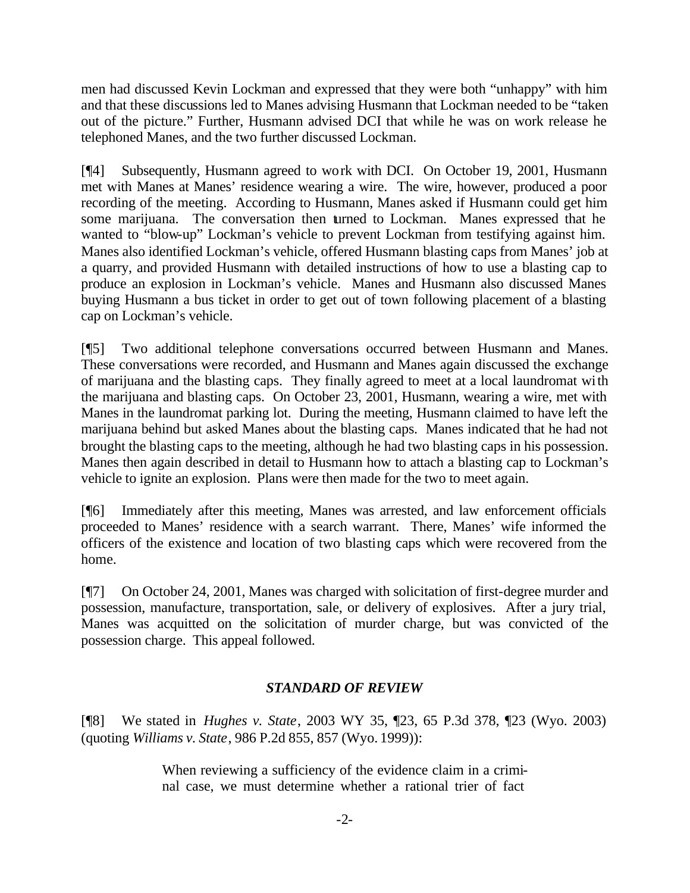men had discussed Kevin Lockman and expressed that they were both "unhappy" with him and that these discussions led to Manes advising Husmann that Lockman needed to be "taken out of the picture." Further, Husmann advised DCI that while he was on work release he telephoned Manes, and the two further discussed Lockman.

[¶4] Subsequently, Husmann agreed to work with DCI. On October 19, 2001, Husmann met with Manes at Manes' residence wearing a wire. The wire, however, produced a poor recording of the meeting. According to Husmann, Manes asked if Husmann could get him some marijuana. The conversation then turned to Lockman. Manes expressed that he wanted to "blow-up" Lockman's vehicle to prevent Lockman from testifying against him. Manes also identified Lockman's vehicle, offered Husmann blasting caps from Manes' job at a quarry, and provided Husmann with detailed instructions of how to use a blasting cap to produce an explosion in Lockman's vehicle. Manes and Husmann also discussed Manes buying Husmann a bus ticket in order to get out of town following placement of a blasting cap on Lockman's vehicle.

[¶5] Two additional telephone conversations occurred between Husmann and Manes. These conversations were recorded, and Husmann and Manes again discussed the exchange of marijuana and the blasting caps. They finally agreed to meet at a local laundromat with the marijuana and blasting caps. On October 23, 2001, Husmann, wearing a wire, met with Manes in the laundromat parking lot. During the meeting, Husmann claimed to have left the marijuana behind but asked Manes about the blasting caps. Manes indicated that he had not brought the blasting caps to the meeting, although he had two blasting caps in his possession. Manes then again described in detail to Husmann how to attach a blasting cap to Lockman's vehicle to ignite an explosion. Plans were then made for the two to meet again.

[¶6] Immediately after this meeting, Manes was arrested, and law enforcement officials proceeded to Manes' residence with a search warrant. There, Manes' wife informed the officers of the existence and location of two blasting caps which were recovered from the home.

[¶7] On October 24, 2001, Manes was charged with solicitation of first-degree murder and possession, manufacture, transportation, sale, or delivery of explosives. After a jury trial, Manes was acquitted on the solicitation of murder charge, but was convicted of the possession charge. This appeal followed.

### *STANDARD OF REVIEW*

[¶8] We stated in *Hughes v. State*, 2003 WY 35, ¶23, 65 P.3d 378, ¶23 (Wyo. 2003) (quoting *Williams v. State*, 986 P.2d 855, 857 (Wyo. 1999)):

> When reviewing a sufficiency of the evidence claim in a criminal case, we must determine whether a rational trier of fact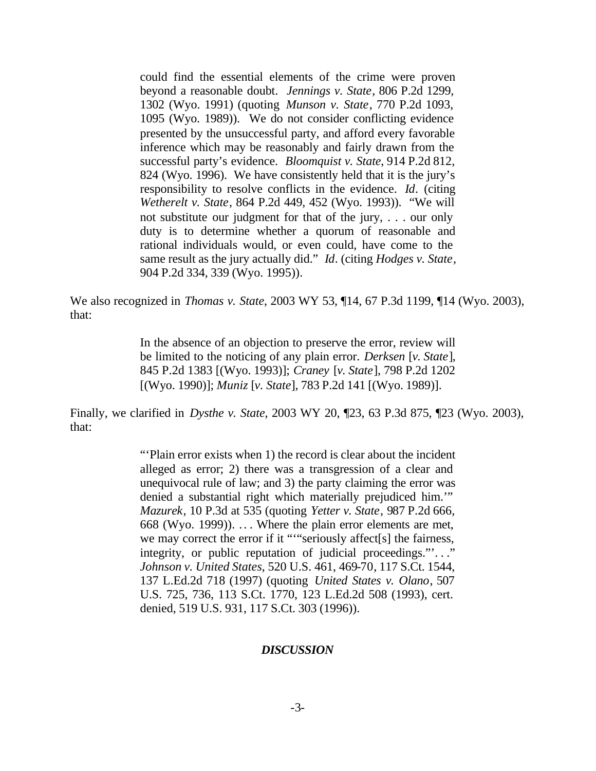> could find the essential elements of the crime were proven beyond a reasonable doubt. *Jennings v. State*, 806 P.2d 1299, 1302 (Wyo. 1991) (quoting *Munson v. State*, 770 P.2d 1093, 1095 (Wyo. 1989)). We do not consider conflicting evidence presented by the unsuccessful party, and afford every favorable inference which may be reasonably and fairly drawn from the successful party's evidence. *Bloomquist v. State*, 914 P.2d 812, 824 (Wyo. 1996). We have consistently held that it is the jury's responsibility to resolve conflicts in the evidence. *Id*. (citing *Wetherelt v. State*, 864 P.2d 449, 452 (Wyo. 1993)). "We will not substitute our judgment for that of the jury, . . . our only duty is to determine whether a quorum of reasonable and rational individuals would, or even could, have come to the same result as the jury actually did." *Id*. (citing *Hodges v. State*, 904 P.2d 334, 339 (Wyo. 1995)).

We also recognized in *Thomas v. State*, 2003 WY 53, ¶14, 67 P.3d 1199, ¶14 (Wyo. 2003), that:

> In the absence of an objection to preserve the error, review will be limited to the noticing of any plain error. *Derksen* [*v. State*], 845 P.2d 1383 [(Wyo. 1993)]; *Craney* [*v. State*], 798 P.2d 1202 [(Wyo. 1990)]; *Muniz* [*v. State*], 783 P.2d 141 [(Wyo. 1989)].

Finally, we clarified in *Dysthe v. State*, 2003 WY 20, ¶23, 63 P.3d 875, ¶23 (Wyo. 2003), that:

> "'Plain error exists when 1) the record is clear about the incident alleged as error; 2) there was a transgression of a clear and unequivocal rule of law; and 3) the party claiming the error was denied a substantial right which materially prejudiced him.'" *Mazurek*, 10 P.3d at 535 (quoting *Yetter v. State*, 987 P.2d 666, 668 (Wyo. 1999)). . . . Where the plain error elements are met, we may correct the error if it "'"seriously affect[s] the fairness, integrity, or public reputation of judicial proceedings."'. . ." *Johnson v. United States*, 520 U.S. 461, 469-70, 117 S.Ct. 1544, 137 L.Ed.2d 718 (1997) (quoting *United States v. Olano*, 507 U.S. 725, 736, 113 S.Ct. 1770, 123 L.Ed.2d 508 (1993), cert. denied, 519 U.S. 931, 117 S.Ct. 303 (1996)).

## *DISCUSSION*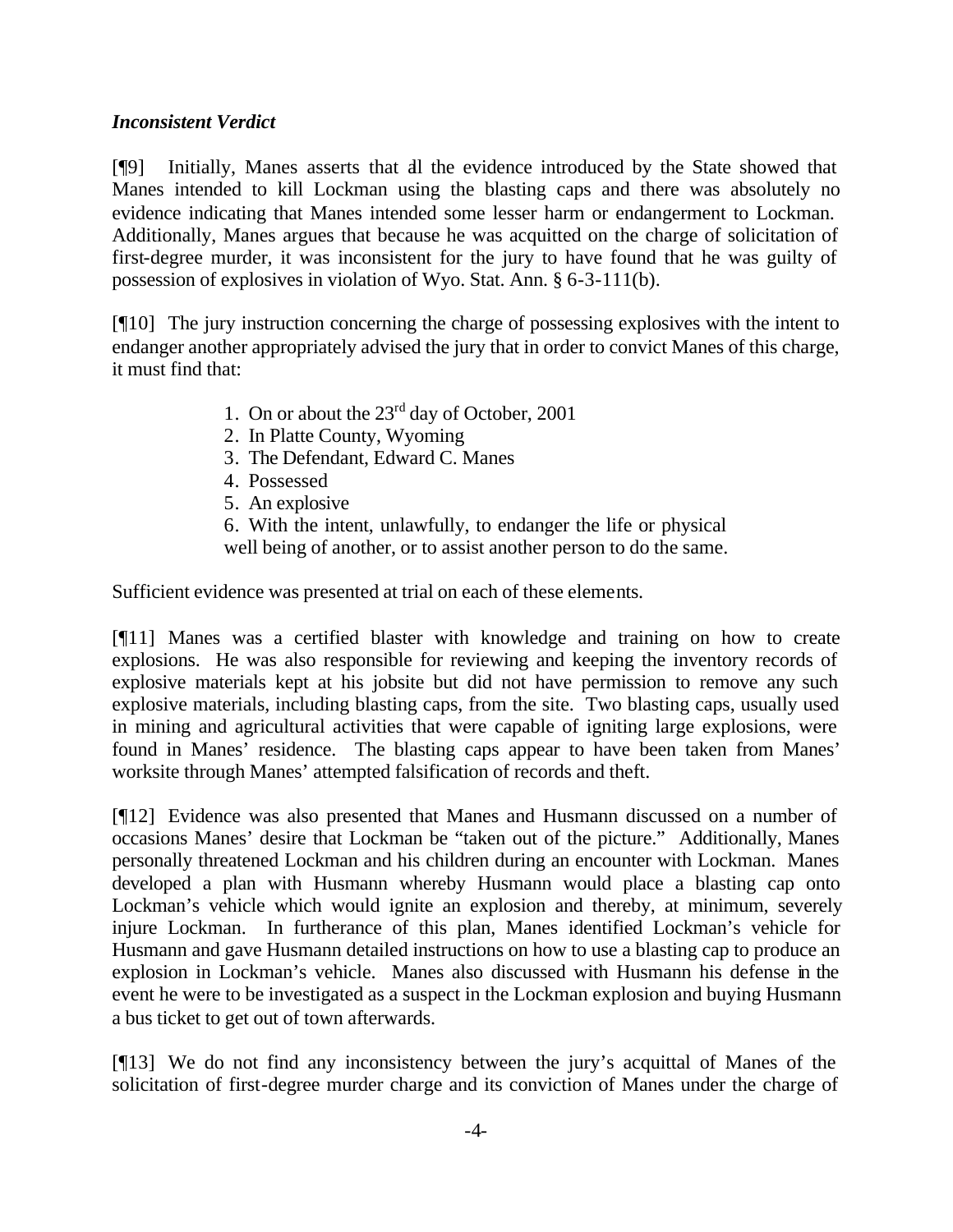### *Inconsistent Verdict*

[¶9] Initially, Manes asserts that all the evidence introduced by the State showed that Manes intended to kill Lockman using the blasting caps and there was absolutely no evidence indicating that Manes intended some lesser harm or endangerment to Lockman. Additionally, Manes argues that because he was acquitted on the charge of solicitation of first-degree murder, it was inconsistent for the jury to have found that he was guilty of possession of explosives in violation of Wyo. Stat. Ann. § 6-3-111(b).

[¶10] The jury instruction concerning the charge of possessing explosives with the intent to endanger another appropriately advised the jury that in order to convict Manes of this charge, it must find that:

> 1. On or about the 23rd day of October, 2001
> 2. In Platte County, Wyoming
> 3. The Defendant, Edward C. Manes
> 4. Possessed
> 5. An explosive
> 6. With the intent, unlawfully, to endanger the life or physical well being of another, or to assist another person to do the same.

Sufficient evidence was presented at trial on each of these elements.

[¶11] Manes was a certified blaster with knowledge and training on how to create explosions. He was also responsible for reviewing and keeping the inventory records of explosive materials kept at his jobsite but did not have permission to remove any such explosive materials, including blasting caps, from the site. Two blasting caps, usually used in mining and agricultural activities that were capable of igniting large explosions, were found in Manes' residence. The blasting caps appear to have been taken from Manes' worksite through Manes' attempted falsification of records and theft.

[¶12] Evidence was also presented that Manes and Husmann discussed on a number of occasions Manes' desire that Lockman be "taken out of the picture." Additionally, Manes personally threatened Lockman and his children during an encounter with Lockman. Manes developed a plan with Husmann whereby Husmann would place a blasting cap onto Lockman's vehicle which would ignite an explosion and thereby, at minimum, severely injure Lockman. In furtherance of this plan, Manes identified Lockman's vehicle for Husmann and gave Husmann detailed instructions on how to use a blasting cap to produce an explosion in Lockman's vehicle. Manes also discussed with Husmann his defense in the event he were to be investigated as a suspect in the Lockman explosion and buying Husmann a bus ticket to get out of town afterwards.

[¶13] We do not find any inconsistency between the jury's acquittal of Manes of the solicitation of first-degree murder charge and its conviction of Manes under the charge of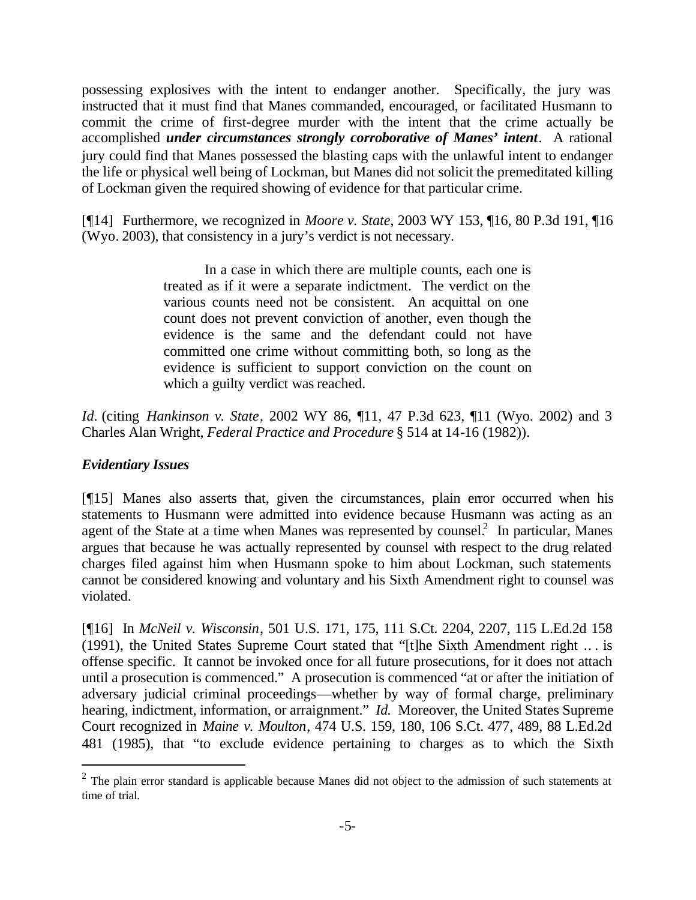possessing explosives with the intent to endanger another. Specifically, the jury was instructed that it must find that Manes commanded, encouraged, or facilitated Husmann to commit the crime of first-degree murder with the intent that the crime actually be accomplished ***under circumstances strongly corroborative of Manes' intent***. A rational jury could find that Manes possessed the blasting caps with the unlawful intent to endanger the life or physical well being of Lockman, but Manes did not solicit the premeditated killing of Lockman given the required showing of evidence for that particular crime.

[¶14] Furthermore, we recognized in *Moore v. State*, 2003 WY 153, ¶16, 80 P.3d 191, ¶16 (Wyo. 2003), that consistency in a jury's verdict is not necessary.

> In a case in which there are multiple counts, each one is treated as if it were a separate indictment. The verdict on the various counts need not be consistent. An acquittal on one count does not prevent conviction of another, even though the evidence is the same and the defendant could not have committed one crime without committing both, so long as the evidence is sufficient to support conviction on the count on which a guilty verdict was reached.

*Id.* (citing *Hankinson v. State*, 2002 WY 86, ¶11, 47 P.3d 623, ¶11 (Wyo. 2002) and 3 Charles Alan Wright, *Federal Practice and Procedure* § 514 at 14-16 (1982)).

### *Evidentiary Issues*

[¶15] Manes also asserts that, given the circumstances, plain error occurred when his statements to Husmann were admitted into evidence because Husmann was acting as an agent of the State at a time when Manes was represented by counsel.[2] In particular, Manes argues that because he was actually represented by counsel with respect to the drug related charges filed against him when Husmann spoke to him about Lockman, such statements cannot be considered knowing and voluntary and his Sixth Amendment right to counsel was violated.

[¶16] In *McNeil v. Wisconsin*, 501 U.S. 171, 175, 111 S.Ct. 2204, 2207, 115 L.Ed.2d 158 (1991), the United States Supreme Court stated that "[t]he Sixth Amendment right .. . is offense specific. It cannot be invoked once for all future prosecutions, for it does not attach until a prosecution is commenced." A prosecution is commenced "at or after the initiation of adversary judicial criminal proceedings—whether by way of formal charge, preliminary hearing, indictment, information, or arraignment." *Id.* Moreover, the United States Supreme Court recognized in *Maine v. Moulton*, 474 U.S. 159, 180, 106 S.Ct. 477, 489, 88 L.Ed.2d 481 (1985), that "to exclude evidence pertaining to charges as to which the Sixth

---

[2] The plain error standard is applicable because Manes did not object to the admission of such statements at time of trial.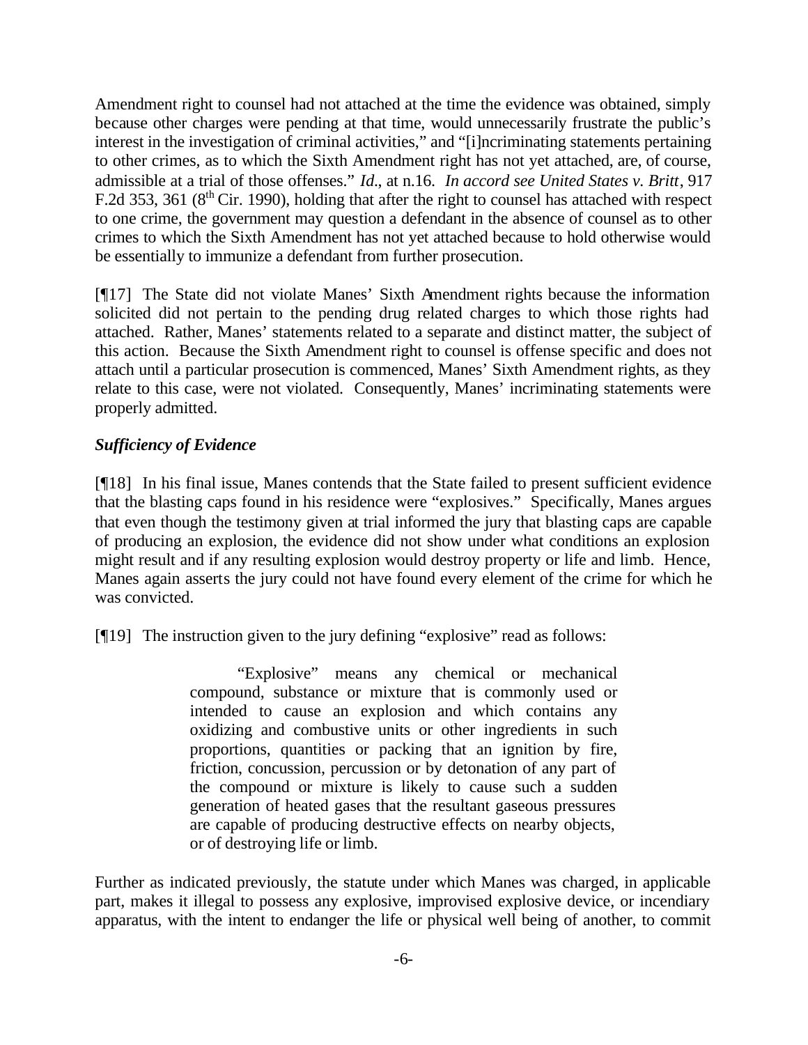Amendment right to counsel had not attached at the time the evidence was obtained, simply because other charges were pending at that time, would unnecessarily frustrate the public's interest in the investigation of criminal activities," and "[i]ncriminating statements pertaining to other crimes, as to which the Sixth Amendment right has not yet attached, are, of course, admissible at a trial of those offenses." *Id*., at n.16. *In accord see United States v. Britt*, 917 F.2d 353, 361 (8th Cir. 1990), holding that after the right to counsel has attached with respect to one crime, the government may question a defendant in the absence of counsel as to other crimes to which the Sixth Amendment has not yet attached because to hold otherwise would be essentially to immunize a defendant from further prosecution.

[¶17] The State did not violate Manes' Sixth Amendment rights because the information solicited did not pertain to the pending drug related charges to which those rights had attached. Rather, Manes' statements related to a separate and distinct matter, the subject of this action. Because the Sixth Amendment right to counsel is offense specific and does not attach until a particular prosecution is commenced, Manes' Sixth Amendment rights, as they relate to this case, were not violated. Consequently, Manes' incriminating statements were properly admitted.

***Sufficiency of Evidence***

[¶18] In his final issue, Manes contends that the State failed to present sufficient evidence that the blasting caps found in his residence were "explosives." Specifically, Manes argues that even though the testimony given at trial informed the jury that blasting caps are capable of producing an explosion, the evidence did not show under what conditions an explosion might result and if any resulting explosion would destroy property or life and limb. Hence, Manes again asserts the jury could not have found every element of the crime for which he was convicted.

[¶19] The instruction given to the jury defining "explosive" read as follows:

> "Explosive" means any chemical or mechanical compound, substance or mixture that is commonly used or intended to cause an explosion and which contains any oxidizing and combustive units or other ingredients in such proportions, quantities or packing that an ignition by fire, friction, concussion, percussion or by detonation of any part of the compound or mixture is likely to cause such a sudden generation of heated gases that the resultant gaseous pressures are capable of producing destructive effects on nearby objects, or of destroying life or limb.

Further as indicated previously, the statute under which Manes was charged, in applicable part, makes it illegal to possess any explosive, improvised explosive device, or incendiary apparatus, with the intent to endanger the life or physical well being of another, to commit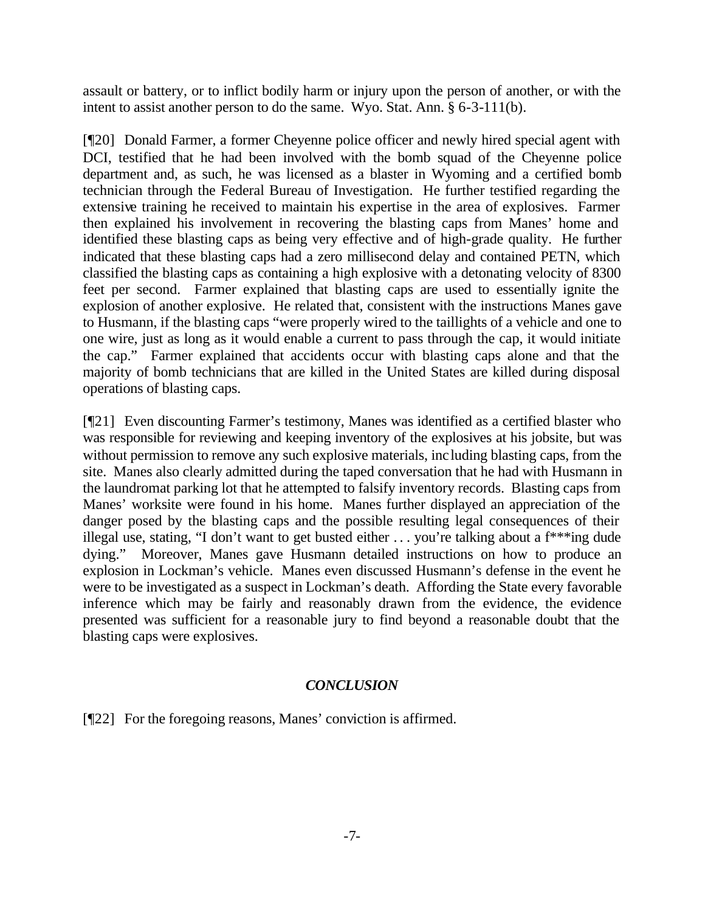assault or battery, or to inflict bodily harm or injury upon the person of another, or with the intent to assist another person to do the same. Wyo. Stat. Ann. § 6-3-111(b).

[¶20] Donald Farmer, a former Cheyenne police officer and newly hired special agent with DCI, testified that he had been involved with the bomb squad of the Cheyenne police department and, as such, he was licensed as a blaster in Wyoming and a certified bomb technician through the Federal Bureau of Investigation. He further testified regarding the extensive training he received to maintain his expertise in the area of explosives. Farmer then explained his involvement in recovering the blasting caps from Manes' home and identified these blasting caps as being very effective and of high-grade quality. He further indicated that these blasting caps had a zero millisecond delay and contained PETN, which classified the blasting caps as containing a high explosive with a detonating velocity of 8300 feet per second. Farmer explained that blasting caps are used to essentially ignite the explosion of another explosive. He related that, consistent with the instructions Manes gave to Husmann, if the blasting caps "were properly wired to the taillights of a vehicle and one to one wire, just as long as it would enable a current to pass through the cap, it would initiate the cap." Farmer explained that accidents occur with blasting caps alone and that the majority of bomb technicians that are killed in the United States are killed during disposal operations of blasting caps.

[¶21] Even discounting Farmer's testimony, Manes was identified as a certified blaster who was responsible for reviewing and keeping inventory of the explosives at his jobsite, but was without permission to remove any such explosive materials, including blasting caps, from the site. Manes also clearly admitted during the taped conversation that he had with Husmann in the laundromat parking lot that he attempted to falsify inventory records. Blasting caps from Manes' worksite were found in his home. Manes further displayed an appreciation of the danger posed by the blasting caps and the possible resulting legal consequences of their illegal use, stating, "I don't want to get busted either . . . you're talking about a f***ing dude dying." Moreover, Manes gave Husmann detailed instructions on how to produce an explosion in Lockman's vehicle. Manes even discussed Husmann's defense in the event he were to be investigated as a suspect in Lockman's death. Affording the State every favorable inference which may be fairly and reasonably drawn from the evidence, the evidence presented was sufficient for a reasonable jury to find beyond a reasonable doubt that the blasting caps were explosives.

## *CONCLUSION*

[¶22] For the foregoing reasons, Manes' conviction is affirmed.